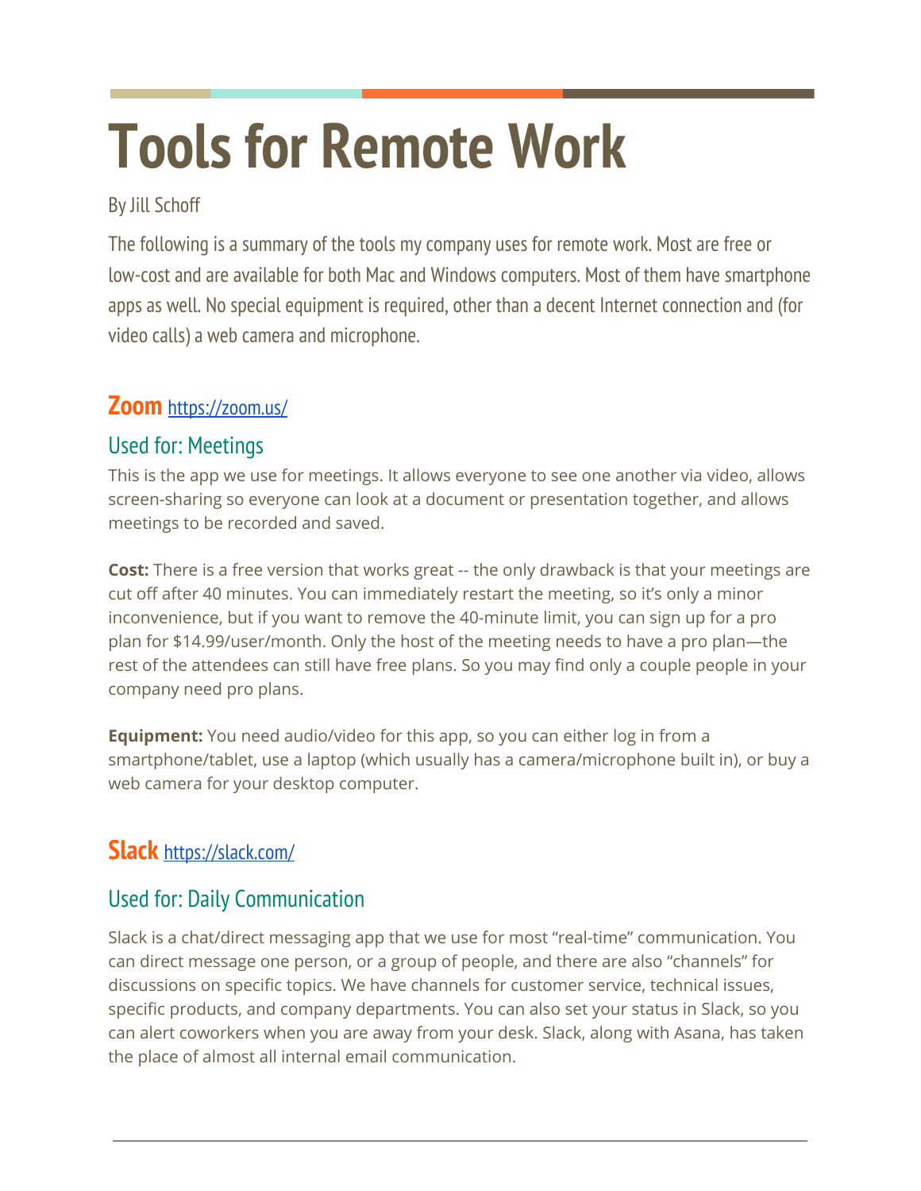# Tools for Remote Work

By Jill Schoff

The following is a summary of the tools my company uses for remote work. Most are free or low-cost and are available for both Mac and Windows computers. Most of them have smartphone apps as well. No special equipment is required, other than a decent Internet connection and (for video calls) a web camera and microphone.

## Zoom [https://zoom.us/](https://zoom.us/)

### Used for: Meetings

This is the app we use for meetings. It allows everyone to see one another via video, allows screen-sharing so everyone can look at a document or presentation together, and allows meetings to be recorded and saved.

**Cost:** There is a free version that works great -- the only drawback is that your meetings are cut off after 40 minutes. You can immediately restart the meeting, so it's only a minor inconvenience, but if you want to remove the 40-minute limit, you can sign up for a pro plan for $14.99/user/month. Only the host of the meeting needs to have a pro plan—the rest of the attendees can still have free plans. So you may find only a couple people in your company need pro plans.

**Equipment:** You need audio/video for this app, so you can either log in from a smartphone/tablet, use a laptop (which usually has a camera/microphone built in), or buy a web camera for your desktop computer.

## Slack [https://slack.com/](https://slack.com/)

### Used for: Daily Communication

Slack is a chat/direct messaging app that we use for most "real-time" communication. You can direct message one person, or a group of people, and there are also "channels" for discussions on specific topics. We have channels for customer service, technical issues, specific products, and company departments. You can also set your status in Slack, so you can alert coworkers when you are away from your desk. Slack, along with Asana, has taken the place of almost all internal email communication.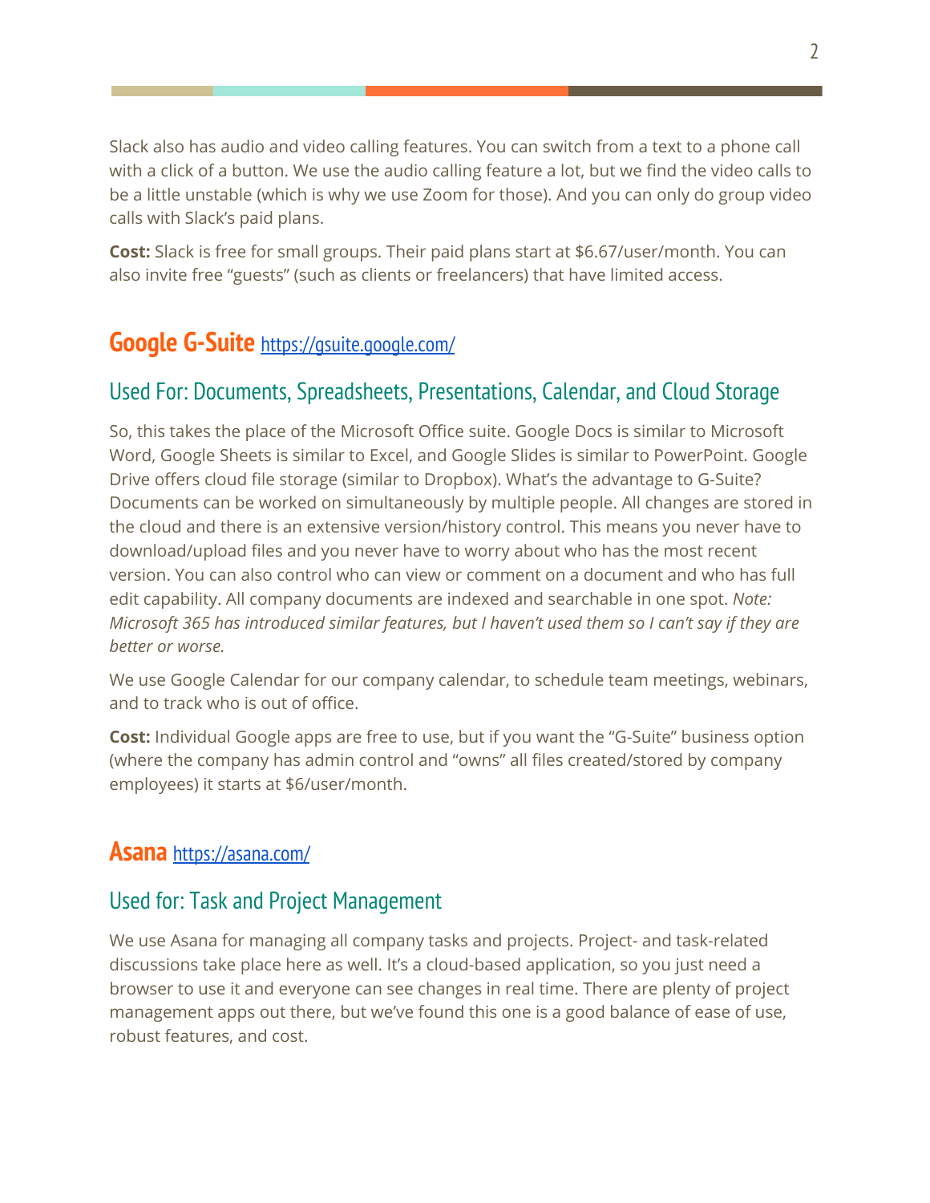Slack also has audio and video calling features. You can switch from a text to a phone call with a click of a button. We use the audio calling feature a lot, but we find the video calls to be a little unstable (which is why we use Zoom for those). And you can only do group video calls with Slack's paid plans.

**Cost:** Slack is free for small groups. Their paid plans start at $6.67/user/month. You can also invite free "guests" (such as clients or freelancers) that have limited access.

## Google G-Suite https://gsuite.google.com/

### Used For: Documents, Spreadsheets, Presentations, Calendar, and Cloud Storage

So, this takes the place of the Microsoft Office suite. Google Docs is similar to Microsoft Word, Google Sheets is similar to Excel, and Google Slides is similar to PowerPoint. Google Drive offers cloud file storage (similar to Dropbox). What's the advantage to G-Suite? Documents can be worked on simultaneously by multiple people. All changes are stored in the cloud and there is an extensive version/history control. This means you never have to download/upload files and you never have to worry about who has the most recent version. You can also control who can view or comment on a document and who has full edit capability. All company documents are indexed and searchable in one spot. *Note: Microsoft 365 has introduced similar features, but I haven't used them so I can't say if they are better or worse.*

We use Google Calendar for our company calendar, to schedule team meetings, webinars, and to track who is out of office.

**Cost:** Individual Google apps are free to use, but if you want the "G-Suite" business option (where the company has admin control and "owns" all files created/stored by company employees) it starts at $6/user/month.

## Asana https://asana.com/

### Used for: Task and Project Management

We use Asana for managing all company tasks and projects. Project- and task-related discussions take place here as well. It's a cloud-based application, so you just need a browser to use it and everyone can see changes in real time. There are plenty of project management apps out there, but we've found this one is a good balance of ease of use, robust features, and cost.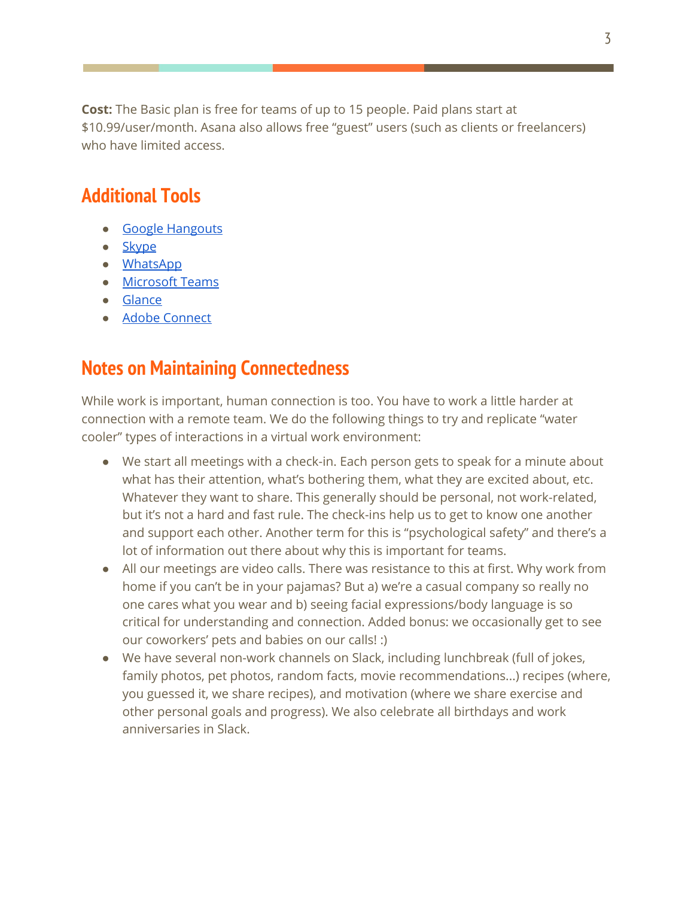**Cost:** The Basic plan is free for teams of up to 15 people. Paid plans start at $10.99/user/month. Asana also allows free "guest" users (such as clients or freelancers) who have limited access.

## Additional Tools

- Google Hangouts
- Skype
- WhatsApp
- Microsoft Teams
- Glance
- Adobe Connect

## Notes on Maintaining Connectedness

While work is important, human connection is too. You have to work a little harder at connection with a remote team. We do the following things to try and replicate "water cooler" types of interactions in a virtual work environment:

- We start all meetings with a check-in. Each person gets to speak for a minute about what has their attention, what's bothering them, what they are excited about, etc. Whatever they want to share. This generally should be personal, not work-related, but it's not a hard and fast rule. The check-ins help us to get to know one another and support each other. Another term for this is "psychological safety" and there's a lot of information out there about why this is important for teams.
- All our meetings are video calls. There was resistance to this at first. Why work from home if you can't be in your pajamas? But a) we're a casual company so really no one cares what you wear and b) seeing facial expressions/body language is so critical for understanding and connection. Added bonus: we occasionally get to see our coworkers' pets and babies on our calls! :)
- We have several non-work channels on Slack, including lunchbreak (full of jokes, family photos, pet photos, random facts, movie recommendations...) recipes (where, you guessed it, we share recipes), and motivation (where we share exercise and other personal goals and progress). We also celebrate all birthdays and work anniversaries in Slack.